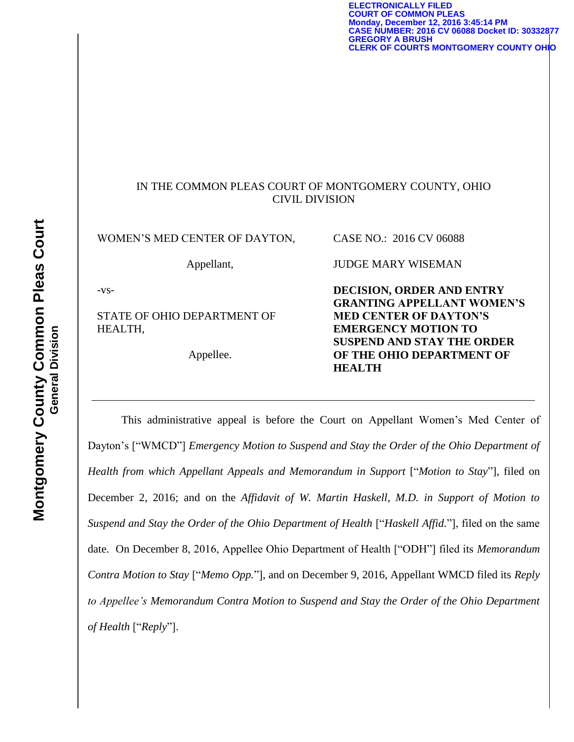ELECTRONICALLY FILED
COURT OF COMMON PLEAS
Monday, December 12, 2016 3:45:14 PM
CASE NUMBER: 2016 CV 06088 Docket ID: 30332877
GREGORY A BRUSH
CLERK OF COURTS MONTGOMERY COUNTY OHIO

IN THE COMMON PLEAS COURT OF MONTGOMERY COUNTY, OHIO
CIVIL DIVISION

| | |
|---|---|
| WOMEN'S MED CENTER OF DAYTON, | CASE NO.: 2016 CV 06088 |
| Appellant, | JUDGE MARY WISEMAN |
| -vs- | **DECISION, ORDER AND ENTRY GRANTING APPELLANT WOMEN'S MED CENTER OF DAYTON'S EMERGENCY MOTION TO SUSPEND AND STAY THE ORDER OF THE OHIO DEPARTMENT OF HEALTH** |
| STATE OF OHIO DEPARTMENT OF HEALTH, | |
| Appellee. | |

---

This administrative appeal is before the Court on Appellant Women's Med Center of Dayton's ["WMCD"] *Emergency Motion to Suspend and Stay the Order of the Ohio Department of Health from which Appellant Appeals and Memorandum in Support* ["*Motion to Stay*"], filed on December 2, 2016; and on the *Affidavit of W. Martin Haskell, M.D. in Support of Motion to Suspend and Stay the Order of the Ohio Department of Health* ["*Haskell Affid.*"], filed on the same date. On December 8, 2016, Appellee Ohio Department of Health ["ODH"] filed its *Memorandum Contra Motion to Stay* ["*Memo Opp.*"], and on December 9, 2016, Appellant WMCD filed its *Reply to Appellee's Memorandum Contra Motion to Suspend and Stay the Order of the Ohio Department of Health* ["*Reply*"].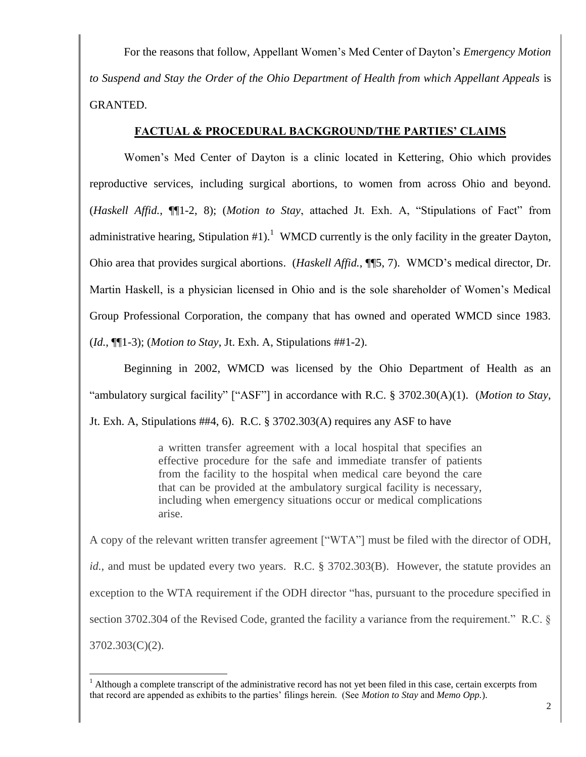For the reasons that follow, Appellant Women's Med Center of Dayton's *Emergency Motion to Suspend and Stay the Order of the Ohio Department of Health from which Appellant Appeals* is GRANTED.

## FACTUAL & PROCEDURAL BACKGROUND/THE PARTIES' CLAIMS

Women's Med Center of Dayton is a clinic located in Kettering, Ohio which provides reproductive services, including surgical abortions, to women from across Ohio and beyond. (*Haskell Affid.*, ¶¶1-2, 8); (*Motion to Stay*, attached Jt. Exh. A, "Stipulations of Fact" from administrative hearing, Stipulation #1).[1] WMCD currently is the only facility in the greater Dayton, Ohio area that provides surgical abortions. (*Haskell Affid.*, ¶¶5, 7). WMCD's medical director, Dr. Martin Haskell, is a physician licensed in Ohio and is the sole shareholder of Women's Medical Group Professional Corporation, the company that has owned and operated WMCD since 1983. (*Id.*, ¶¶1-3); (*Motion to Stay*, Jt. Exh. A, Stipulations ##1-2).

Beginning in 2002, WMCD was licensed by the Ohio Department of Health as an "ambulatory surgical facility" ["ASF"] in accordance with R.C. § 3702.30(A)(1). (*Motion to Stay*, Jt. Exh. A, Stipulations ##4, 6). R.C. § 3702.303(A) requires any ASF to have

> a written transfer agreement with a local hospital that specifies an effective procedure for the safe and immediate transfer of patients from the facility to the hospital when medical care beyond the care that can be provided at the ambulatory surgical facility is necessary, including when emergency situations occur or medical complications arise.

A copy of the relevant written transfer agreement ["WTA"] must be filed with the director of ODH, *id.*, and must be updated every two years. R.C. § 3702.303(B). However, the statute provides an exception to the WTA requirement if the ODH director "has, pursuant to the procedure specified in section 3702.304 of the Revised Code, granted the facility a variance from the requirement." R.C. § 3702.303(C)(2).

---

[1] Although a complete transcript of the administrative record has not yet been filed in this case, certain excerpts from that record are appended as exhibits to the parties' filings herein. (See *Motion to Stay* and *Memo Opp.*).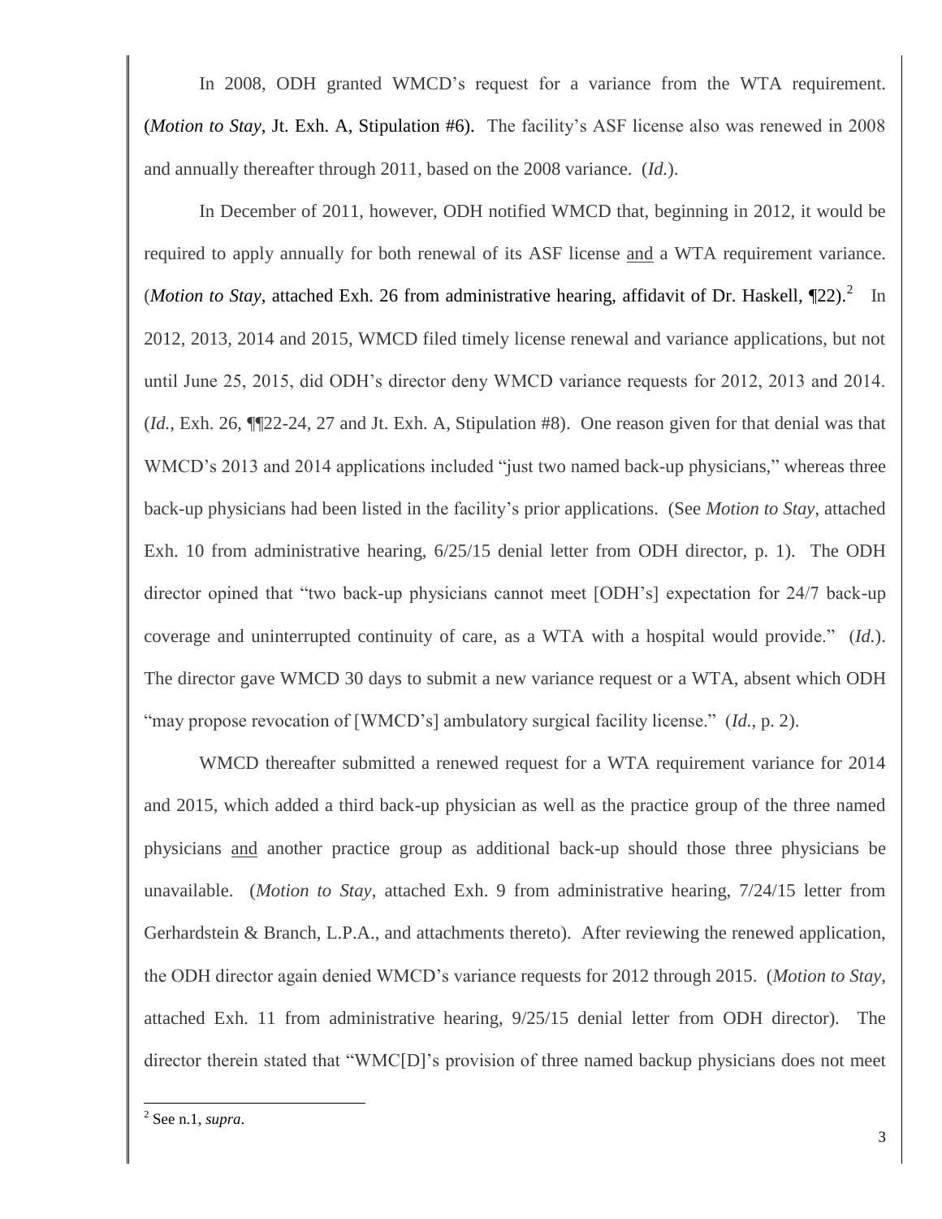In 2008, ODH granted WMCD's request for a variance from the WTA requirement. (*Motion to Stay*, Jt. Exh. A, Stipulation #6). The facility's ASF license also was renewed in 2008 and annually thereafter through 2011, based on the 2008 variance. (*Id.*).

In December of 2011, however, ODH notified WMCD that, beginning in 2012, it would be required to apply annually for both renewal of its ASF license <u>and</u> a WTA requirement variance. (*Motion to Stay*, attached Exh. 26 from administrative hearing, affidavit of Dr. Haskell, ¶22).[2] In 2012, 2013, 2014 and 2015, WMCD filed timely license renewal and variance applications, but not until June 25, 2015, did ODH's director deny WMCD variance requests for 2012, 2013 and 2014. (*Id.*, Exh. 26, ¶¶22-24, 27 and Jt. Exh. A, Stipulation #8). One reason given for that denial was that WMCD's 2013 and 2014 applications included "just two named back-up physicians," whereas three back-up physicians had been listed in the facility's prior applications. (See *Motion to Stay*, attached Exh. 10 from administrative hearing, 6/25/15 denial letter from ODH director, p. 1). The ODH director opined that "two back-up physicians cannot meet [ODH's] expectation for 24/7 back-up coverage and uninterrupted continuity of care, as a WTA with a hospital would provide." (*Id.*). The director gave WMCD 30 days to submit a new variance request or a WTA, absent which ODH "may propose revocation of [WMCD's] ambulatory surgical facility license." (*Id.*, p. 2).

WMCD thereafter submitted a renewed request for a WTA requirement variance for 2014 and 2015, which added a third back-up physician as well as the practice group of the three named physicians <u>and</u> another practice group as additional back-up should those three physicians be unavailable. (*Motion to Stay*, attached Exh. 9 from administrative hearing, 7/24/15 letter from Gerhardstein & Branch, L.P.A., and attachments thereto). After reviewing the renewed application, the ODH director again denied WMCD's variance requests for 2012 through 2015. (*Motion to Stay*, attached Exh. 11 from administrative hearing, 9/25/15 denial letter from ODH director). The director therein stated that "WMC[D]'s provision of three named backup physicians does not meet

[2] See n.1, *supra*.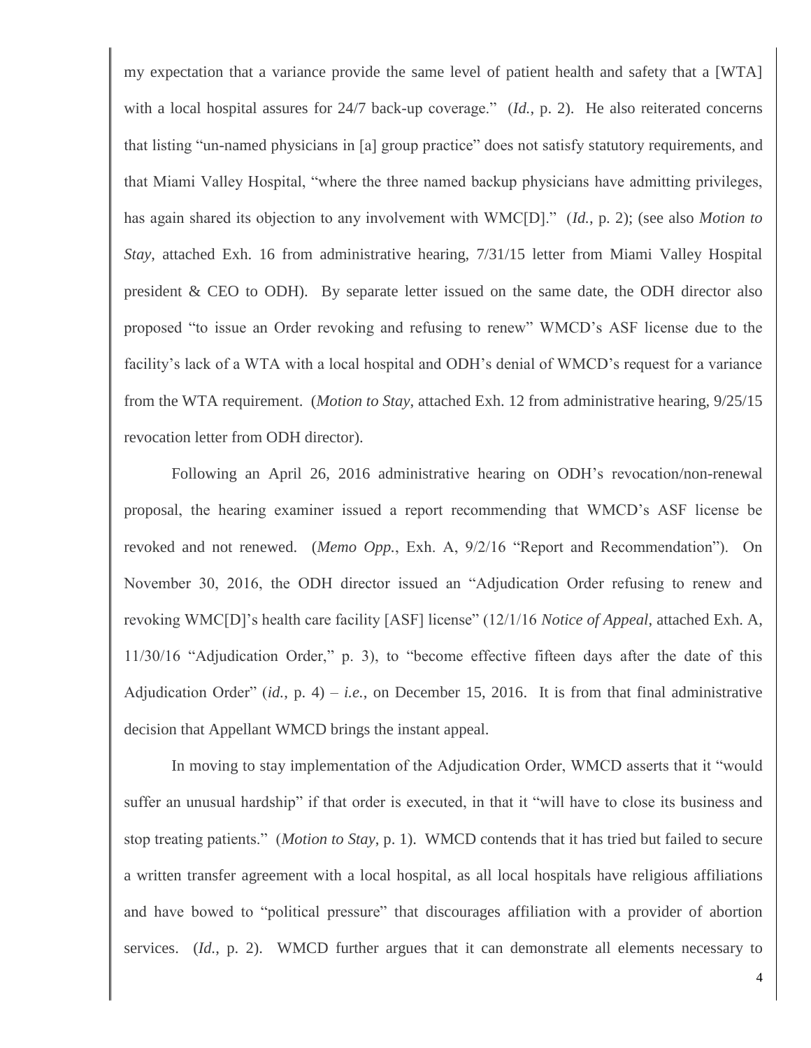my expectation that a variance provide the same level of patient health and safety that a [WTA] with a local hospital assures for 24/7 back-up coverage." (*Id.*, p. 2). He also reiterated concerns that listing "un-named physicians in [a] group practice" does not satisfy statutory requirements, and that Miami Valley Hospital, "where the three named backup physicians have admitting privileges, has again shared its objection to any involvement with WMC[D]." (*Id.*, p. 2); (see also *Motion to Stay*, attached Exh. 16 from administrative hearing, 7/31/15 letter from Miami Valley Hospital president & CEO to ODH). By separate letter issued on the same date, the ODH director also proposed "to issue an Order revoking and refusing to renew" WMCD's ASF license due to the facility's lack of a WTA with a local hospital and ODH's denial of WMCD's request for a variance from the WTA requirement. (*Motion to Stay*, attached Exh. 12 from administrative hearing, 9/25/15 revocation letter from ODH director).

Following an April 26, 2016 administrative hearing on ODH's revocation/non-renewal proposal, the hearing examiner issued a report recommending that WMCD's ASF license be revoked and not renewed. (*Memo Opp.*, Exh. A, 9/2/16 "Report and Recommendation"). On November 30, 2016, the ODH director issued an "Adjudication Order refusing to renew and revoking WMC[D]'s health care facility [ASF] license" (12/1/16 *Notice of Appeal*, attached Exh. A, 11/30/16 "Adjudication Order," p. 3), to "become effective fifteen days after the date of this Adjudication Order" (*id.*, p. 4) – *i.e.*, on December 15, 2016. It is from that final administrative decision that Appellant WMCD brings the instant appeal.

In moving to stay implementation of the Adjudication Order, WMCD asserts that it "would suffer an unusual hardship" if that order is executed, in that it "will have to close its business and stop treating patients." (*Motion to Stay*, p. 1). WMCD contends that it has tried but failed to secure a written transfer agreement with a local hospital, as all local hospitals have religious affiliations and have bowed to "political pressure" that discourages affiliation with a provider of abortion services. (*Id.*, p. 2). WMCD further argues that it can demonstrate all elements necessary to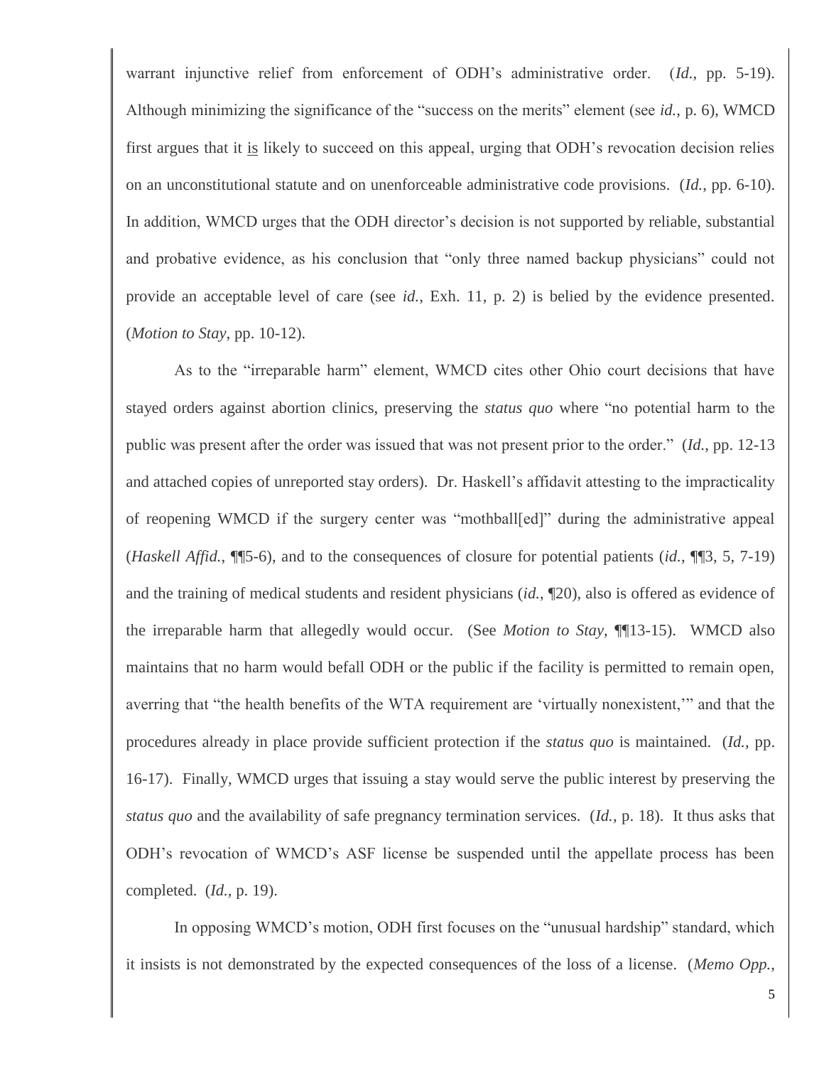warrant injunctive relief from enforcement of ODH's administrative order. (*Id.*, pp. 5-19). Although minimizing the significance of the "success on the merits" element (see *id.*, p. 6), WMCD first argues that it is likely to succeed on this appeal, urging that ODH's revocation decision relies on an unconstitutional statute and on unenforceable administrative code provisions. (*Id.*, pp. 6-10). In addition, WMCD urges that the ODH director's decision is not supported by reliable, substantial and probative evidence, as his conclusion that "only three named backup physicians" could not provide an acceptable level of care (see *id.*, Exh. 11, p. 2) is belied by the evidence presented. (*Motion to Stay*, pp. 10-12).

As to the "irreparable harm" element, WMCD cites other Ohio court decisions that have stayed orders against abortion clinics, preserving the *status quo* where "no potential harm to the public was present after the order was issued that was not present prior to the order." (*Id.*, pp. 12-13 and attached copies of unreported stay orders). Dr. Haskell's affidavit attesting to the impracticality of reopening WMCD if the surgery center was "mothball[ed]" during the administrative appeal (*Haskell Affid.*, ¶¶5-6), and to the consequences of closure for potential patients (*id.*, ¶¶3, 5, 7-19) and the training of medical students and resident physicians (*id.*, ¶20), also is offered as evidence of the irreparable harm that allegedly would occur. (See *Motion to Stay*, ¶¶13-15). WMCD also maintains that no harm would befall ODH or the public if the facility is permitted to remain open, averring that "the health benefits of the WTA requirement are 'virtually nonexistent,'" and that the procedures already in place provide sufficient protection if the *status quo* is maintained. (*Id.*, pp. 16-17). Finally, WMCD urges that issuing a stay would serve the public interest by preserving the *status quo* and the availability of safe pregnancy termination services. (*Id.*, p. 18). It thus asks that ODH's revocation of WMCD's ASF license be suspended until the appellate process has been completed. (*Id.*, p. 19).

In opposing WMCD's motion, ODH first focuses on the "unusual hardship" standard, which it insists is not demonstrated by the expected consequences of the loss of a license. (*Memo Opp.*,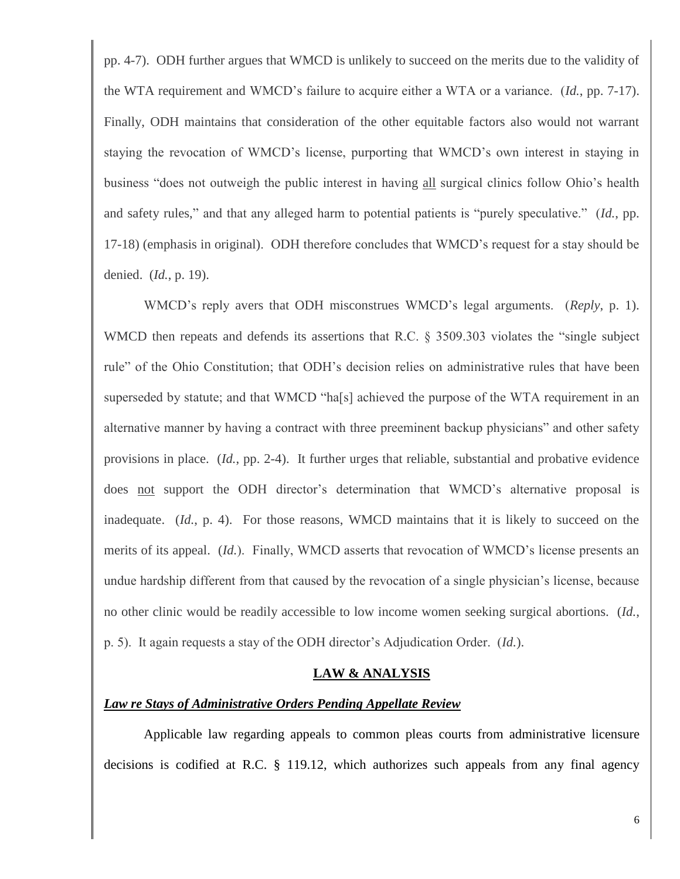pp. 4-7). ODH further argues that WMCD is unlikely to succeed on the merits due to the validity of the WTA requirement and WMCD's failure to acquire either a WTA or a variance. (*Id.*, pp. 7-17). Finally, ODH maintains that consideration of the other equitable factors also would not warrant staying the revocation of WMCD's license, purporting that WMCD's own interest in staying in business "does not outweigh the public interest in having <u>all</u> surgical clinics follow Ohio's health and safety rules," and that any alleged harm to potential patients is "purely speculative." (*Id.*, pp. 17-18) (emphasis in original). ODH therefore concludes that WMCD's request for a stay should be denied. (*Id.*, p. 19).

WMCD's reply avers that ODH misconstrues WMCD's legal arguments. (*Reply*, p. 1). WMCD then repeats and defends its assertions that R.C. § 3509.303 violates the "single subject rule" of the Ohio Constitution; that ODH's decision relies on administrative rules that have been superseded by statute; and that WMCD "ha[s] achieved the purpose of the WTA requirement in an alternative manner by having a contract with three preeminent backup physicians" and other safety provisions in place. (*Id.*, pp. 2-4). It further urges that reliable, substantial and probative evidence does <u>not</u> support the ODH director's determination that WMCD's alternative proposal is inadequate. (*Id.*, p. 4). For those reasons, WMCD maintains that it is likely to succeed on the merits of its appeal. (*Id.*). Finally, WMCD asserts that revocation of WMCD's license presents an undue hardship different from that caused by the revocation of a single physician's license, because no other clinic would be readily accessible to low income women seeking surgical abortions. (*Id.*, p. 5). It again requests a stay of the ODH director's Adjudication Order. (*Id.*).

## LAW & ANALYSIS

### *Law re Stays of Administrative Orders Pending Appellate Review*

Applicable law regarding appeals to common pleas courts from administrative licensure decisions is codified at R.C. § 119.12, which authorizes such appeals from any final agency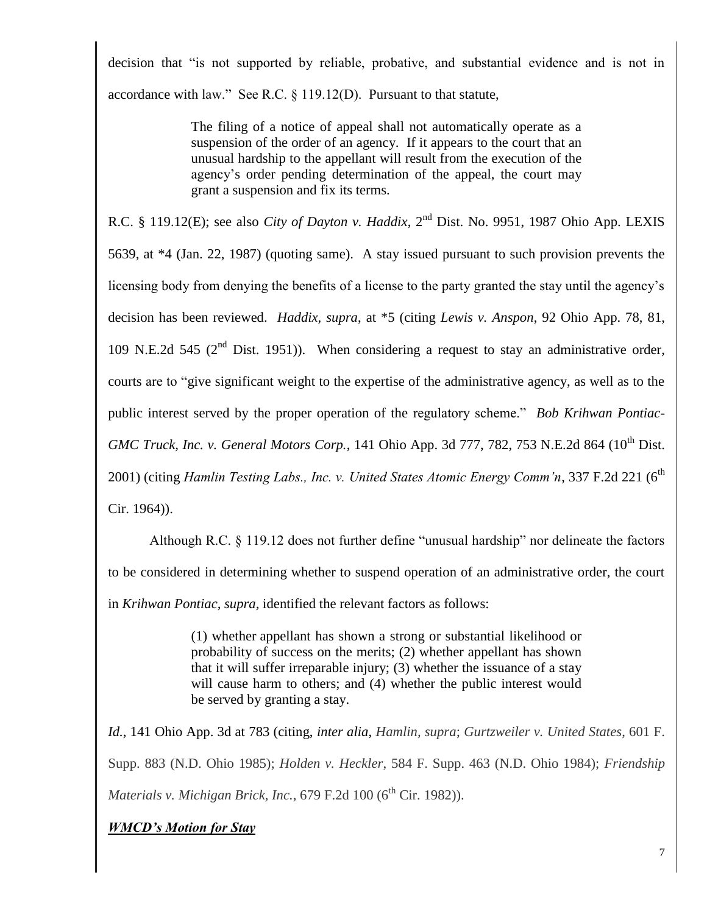decision that "is not supported by reliable, probative, and substantial evidence and is not in accordance with law." See R.C. § 119.12(D). Pursuant to that statute,

> The filing of a notice of appeal shall not automatically operate as a suspension of the order of an agency. If it appears to the court that an unusual hardship to the appellant will result from the execution of the agency's order pending determination of the appeal, the court may grant a suspension and fix its terms.

R.C. § 119.12(E); see also *City of Dayton v. Haddix*, 2nd Dist. No. 9951, 1987 Ohio App. LEXIS 5639, at *4 (Jan. 22, 1987) (quoting same). A stay issued pursuant to such provision prevents the licensing body from denying the benefits of a license to the party granted the stay until the agency's decision has been reviewed. *Haddix, supra*, at *5 (citing *Lewis v. Anspon*, 92 Ohio App. 78, 81, 109 N.E.2d 545 (2nd Dist. 1951)). When considering a request to stay an administrative order, courts are to "give significant weight to the expertise of the administrative agency, as well as to the public interest served by the proper operation of the regulatory scheme." *Bob Krihwan Pontiac-GMC Truck, Inc. v. General Motors Corp.*, 141 Ohio App. 3d 777, 782, 753 N.E.2d 864 (10th Dist. 2001) (citing *Hamlin Testing Labs., Inc. v. United States Atomic Energy Comm'n*, 337 F.2d 221 (6th Cir. 1964)).

Although R.C. § 119.12 does not further define "unusual hardship" nor delineate the factors to be considered in determining whether to suspend operation of an administrative order, the court in *Krihwan Pontiac, supra,* identified the relevant factors as follows:

> (1) whether appellant has shown a strong or substantial likelihood or probability of success on the merits; (2) whether appellant has shown that it will suffer irreparable injury; (3) whether the issuance of a stay will cause harm to others; and (4) whether the public interest would be served by granting a stay.

*Id.*, 141 Ohio App. 3d at 783 (citing, *inter alia*, *Hamlin, supra*; *Gurtzweiler v. United States*, 601 F. Supp. 883 (N.D. Ohio 1985); *Holden v. Heckler*, 584 F. Supp. 463 (N.D. Ohio 1984); *Friendship Materials v. Michigan Brick, Inc.*, 679 F.2d 100 (6th Cir. 1982)).

***<u>WMCD's Motion for Stay</u>***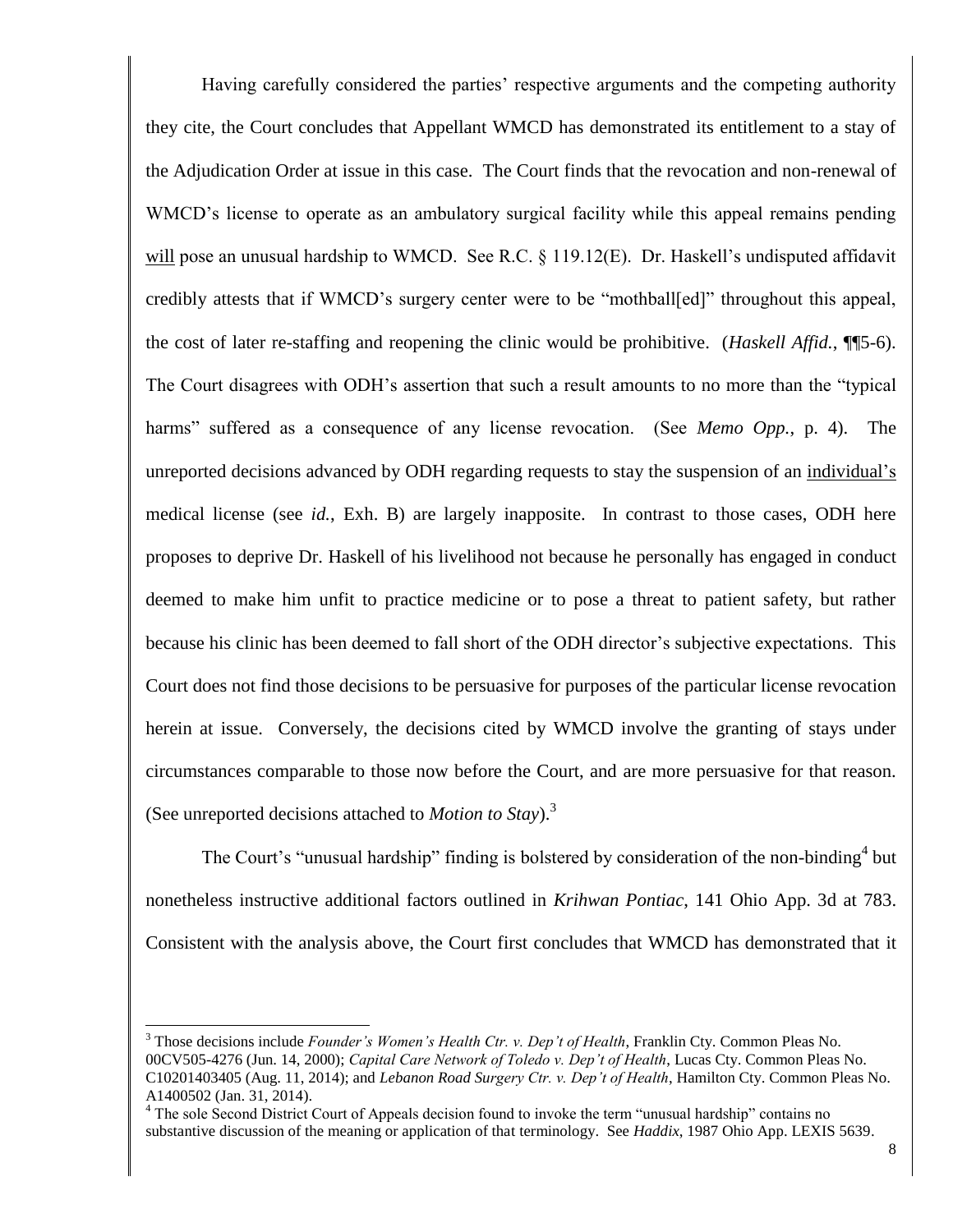Having carefully considered the parties' respective arguments and the competing authority they cite, the Court concludes that Appellant WMCD has demonstrated its entitlement to a stay of the Adjudication Order at issue in this case. The Court finds that the revocation and non-renewal of WMCD's license to operate as an ambulatory surgical facility while this appeal remains pending <u>will</u> pose an unusual hardship to WMCD. See R.C. § 119.12(E). Dr. Haskell's undisputed affidavit credibly attests that if WMCD's surgery center were to be "mothball[ed]" throughout this appeal, the cost of later re-staffing and reopening the clinic would be prohibitive. (*Haskell Affid.*, ¶¶5-6). The Court disagrees with ODH's assertion that such a result amounts to no more than the "typical harms" suffered as a consequence of any license revocation. (See *Memo Opp.*, p. 4). The unreported decisions advanced by ODH regarding requests to stay the suspension of an <u>individual's</u> medical license (see *id.*, Exh. B) are largely inapposite. In contrast to those cases, ODH here proposes to deprive Dr. Haskell of his livelihood not because he personally has engaged in conduct deemed to make him unfit to practice medicine or to pose a threat to patient safety, but rather because his clinic has been deemed to fall short of the ODH director's subjective expectations. This Court does not find those decisions to be persuasive for purposes of the particular license revocation herein at issue. Conversely, the decisions cited by WMCD involve the granting of stays under circumstances comparable to those now before the Court, and are more persuasive for that reason. (See unreported decisions attached to *Motion to Stay*).[3]

The Court's "unusual hardship" finding is bolstered by consideration of the non-binding[4] but nonetheless instructive additional factors outlined in *Krihwan Pontiac*, 141 Ohio App. 3d at 783. Consistent with the analysis above, the Court first concludes that WMCD has demonstrated that it

---

[3] Those decisions include *Founder's Women's Health Ctr. v. Dep't of Health*, Franklin Cty. Common Pleas No. 00CV505-4276 (Jun. 14, 2000); *Capital Care Network of Toledo v. Dep't of Health*, Lucas Cty. Common Pleas No. C10201403405 (Aug. 11, 2014); and *Lebanon Road Surgery Ctr. v. Dep't of Health*, Hamilton Cty. Common Pleas No. A1400502 (Jan. 31, 2014).

[4] The sole Second District Court of Appeals decision found to invoke the term "unusual hardship" contains no substantive discussion of the meaning or application of that terminology. See *Haddix*, 1987 Ohio App. LEXIS 5639.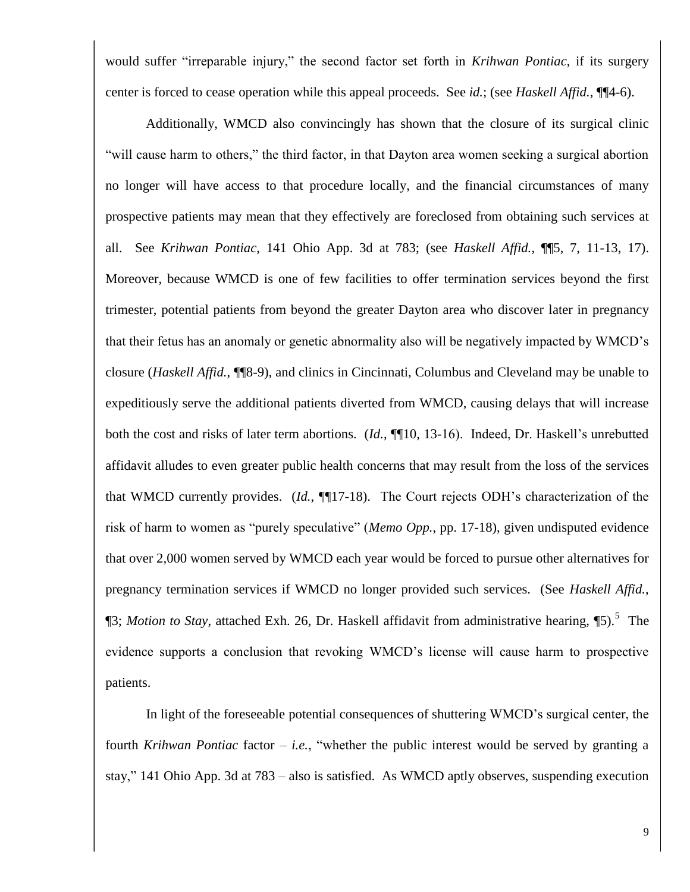would suffer "irreparable injury," the second factor set forth in *Krihwan Pontiac*, if its surgery center is forced to cease operation while this appeal proceeds. See *id.*; (see *Haskell Affid.*, ¶¶4-6).

Additionally, WMCD also convincingly has shown that the closure of its surgical clinic "will cause harm to others," the third factor, in that Dayton area women seeking a surgical abortion no longer will have access to that procedure locally, and the financial circumstances of many prospective patients may mean that they effectively are foreclosed from obtaining such services at all. See *Krihwan Pontiac*, 141 Ohio App. 3d at 783; (see *Haskell Affid.*, ¶¶5, 7, 11-13, 17). Moreover, because WMCD is one of few facilities to offer termination services beyond the first trimester, potential patients from beyond the greater Dayton area who discover later in pregnancy that their fetus has an anomaly or genetic abnormality also will be negatively impacted by WMCD's closure (*Haskell Affid.*, ¶¶8-9), and clinics in Cincinnati, Columbus and Cleveland may be unable to expeditiously serve the additional patients diverted from WMCD, causing delays that will increase both the cost and risks of later term abortions. (*Id.*, ¶¶10, 13-16). Indeed, Dr. Haskell's unrebutted affidavit alludes to even greater public health concerns that may result from the loss of the services that WMCD currently provides. (*Id.*, ¶¶17-18). The Court rejects ODH's characterization of the risk of harm to women as "purely speculative" (*Memo Opp.*, pp. 17-18), given undisputed evidence that over 2,000 women served by WMCD each year would be forced to pursue other alternatives for pregnancy termination services if WMCD no longer provided such services. (See *Haskell Affid.*, ¶3; *Motion to Stay*, attached Exh. 26, Dr. Haskell affidavit from administrative hearing, ¶5).[5] The evidence supports a conclusion that revoking WMCD's license will cause harm to prospective patients.

In light of the foreseeable potential consequences of shuttering WMCD's surgical center, the fourth *Krihwan Pontiac* factor – *i.e.*, "whether the public interest would be served by granting a stay," 141 Ohio App. 3d at 783 – also is satisfied. As WMCD aptly observes, suspending execution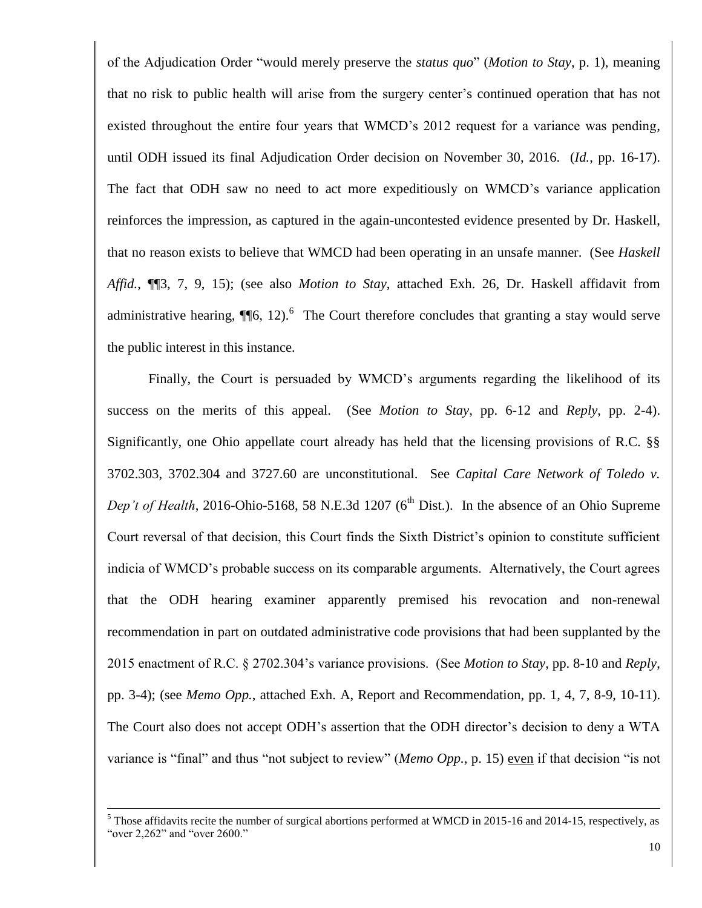of the Adjudication Order "would merely preserve the *status quo*" (*Motion to Stay*, p. 1), meaning that no risk to public health will arise from the surgery center's continued operation that has not existed throughout the entire four years that WMCD's 2012 request for a variance was pending, until ODH issued its final Adjudication Order decision on November 30, 2016. (*Id.*, pp. 16-17). The fact that ODH saw no need to act more expeditiously on WMCD's variance application reinforces the impression, as captured in the again-uncontested evidence presented by Dr. Haskell, that no reason exists to believe that WMCD had been operating in an unsafe manner. (See *Haskell Affid.*, ¶¶3, 7, 9, 15); (see also *Motion to Stay*, attached Exh. 26, Dr. Haskell affidavit from administrative hearing, ¶¶6, 12).[6] The Court therefore concludes that granting a stay would serve the public interest in this instance.

Finally, the Court is persuaded by WMCD's arguments regarding the likelihood of its success on the merits of this appeal. (See *Motion to Stay*, pp. 6-12 and *Reply*, pp. 2-4). Significantly, one Ohio appellate court already has held that the licensing provisions of R.C. §§ 3702.303, 3702.304 and 3727.60 are unconstitutional. See *Capital Care Network of Toledo v. Dep't of Health*, 2016-Ohio-5168, 58 N.E.3d 1207 (6th Dist.). In the absence of an Ohio Supreme Court reversal of that decision, this Court finds the Sixth District's opinion to constitute sufficient indicia of WMCD's probable success on its comparable arguments. Alternatively, the Court agrees that the ODH hearing examiner apparently premised his revocation and non-renewal recommendation in part on outdated administrative code provisions that had been supplanted by the 2015 enactment of R.C. § 2702.304's variance provisions. (See *Motion to Stay*, pp. 8-10 and *Reply*, pp. 3-4); (see *Memo Opp.*, attached Exh. A, Report and Recommendation, pp. 1, 4, 7, 8-9, 10-11). The Court also does not accept ODH's assertion that the ODH director's decision to deny a WTA variance is "final" and thus "not subject to review" (*Memo Opp.*, p. 15) <u>even</u> if that decision "is not

---

[5] Those affidavits recite the number of surgical abortions performed at WMCD in 2015-16 and 2014-15, respectively, as "over 2,262" and "over 2600."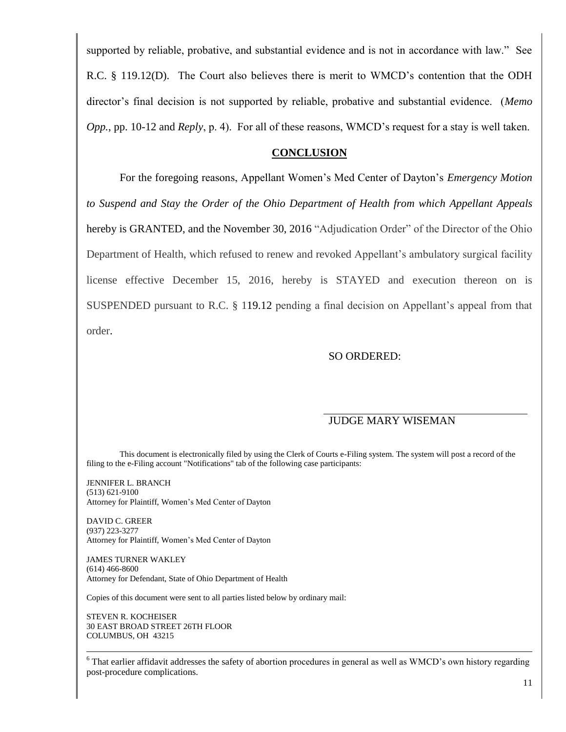supported by reliable, probative, and substantial evidence and is not in accordance with law." See R.C. § 119.12(D). The Court also believes there is merit to WMCD's contention that the ODH director's final decision is not supported by reliable, probative and substantial evidence. (*Memo Opp.*, pp. 10-12 and *Reply*, p. 4). For all of these reasons, WMCD's request for a stay is well taken.

## CONCLUSION

For the foregoing reasons, Appellant Women's Med Center of Dayton's *Emergency Motion to Suspend and Stay the Order of the Ohio Department of Health from which Appellant Appeals* hereby is GRANTED, and the November 30, 2016 "Adjudication Order" of the Director of the Ohio Department of Health, which refused to renew and revoked Appellant's ambulatory surgical facility license effective December 15, 2016, hereby is STAYED and execution thereon on is SUSPENDED pursuant to R.C. § 119.12 pending a final decision on Appellant's appeal from that order.

SO ORDERED:

JUDGE MARY WISEMAN

This document is electronically filed by using the Clerk of Courts e-Filing system. The system will post a record of the filing to the e-Filing account "Notifications" tab of the following case participants:

JENNIFER L. BRANCH
(513) 621-9100
Attorney for Plaintiff, Women's Med Center of Dayton

DAVID C. GREER
(937) 223-3277
Attorney for Plaintiff, Women's Med Center of Dayton

JAMES TURNER WAKLEY
(614) 466-8600
Attorney for Defendant, State of Ohio Department of Health

Copies of this document were sent to all parties listed below by ordinary mail:

STEVEN R. KOCHEISER
30 EAST BROAD STREET 26TH FLOOR
COLUMBUS, OH 43215

[6] That earlier affidavit addresses the safety of abortion procedures in general as well as WMCD's own history regarding post-procedure complications.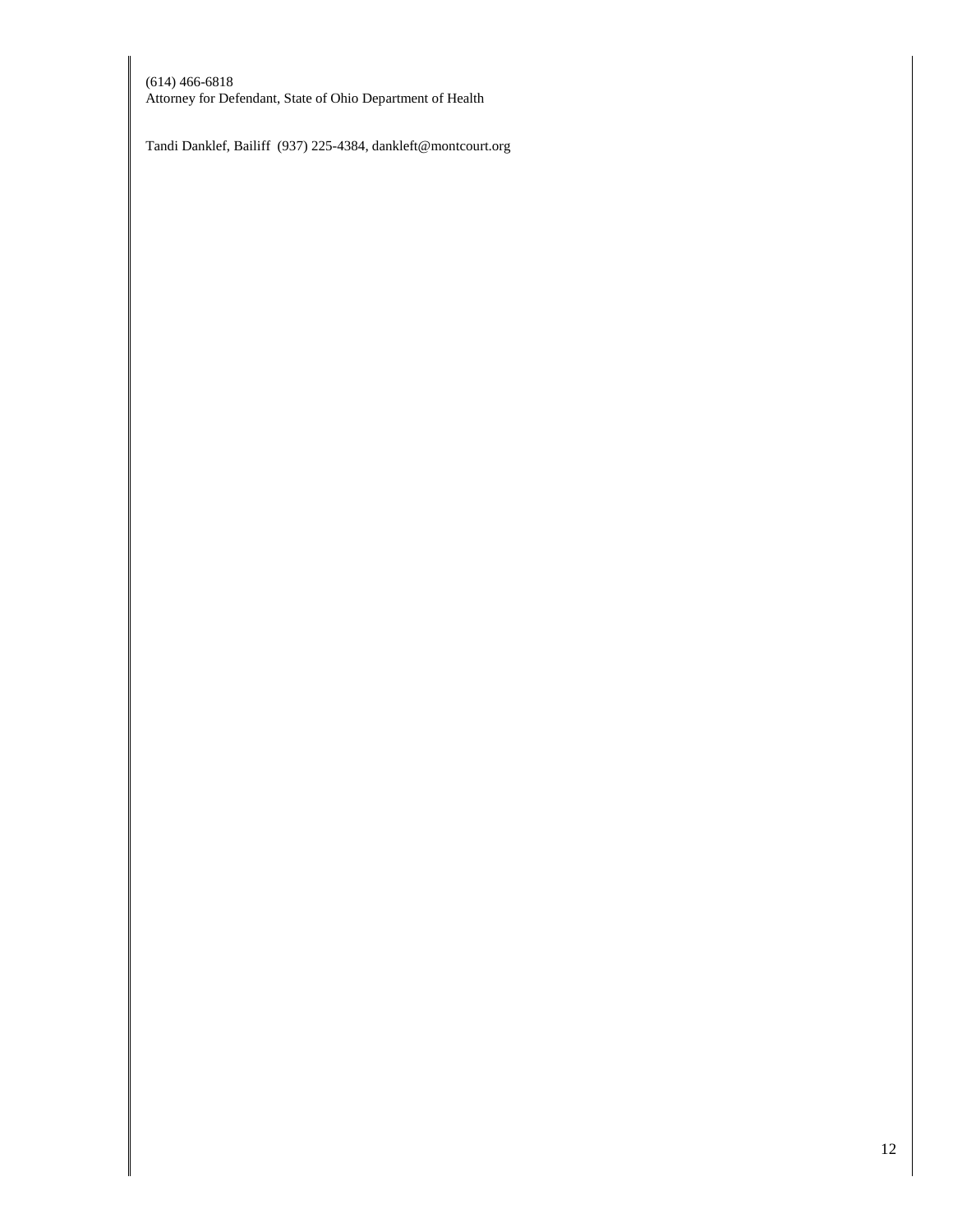(614) 466-6818
Attorney for Defendant, State of Ohio Department of Health

Tandi Danklef, Bailiff (937) 225-4384, dankleft@montcourt.org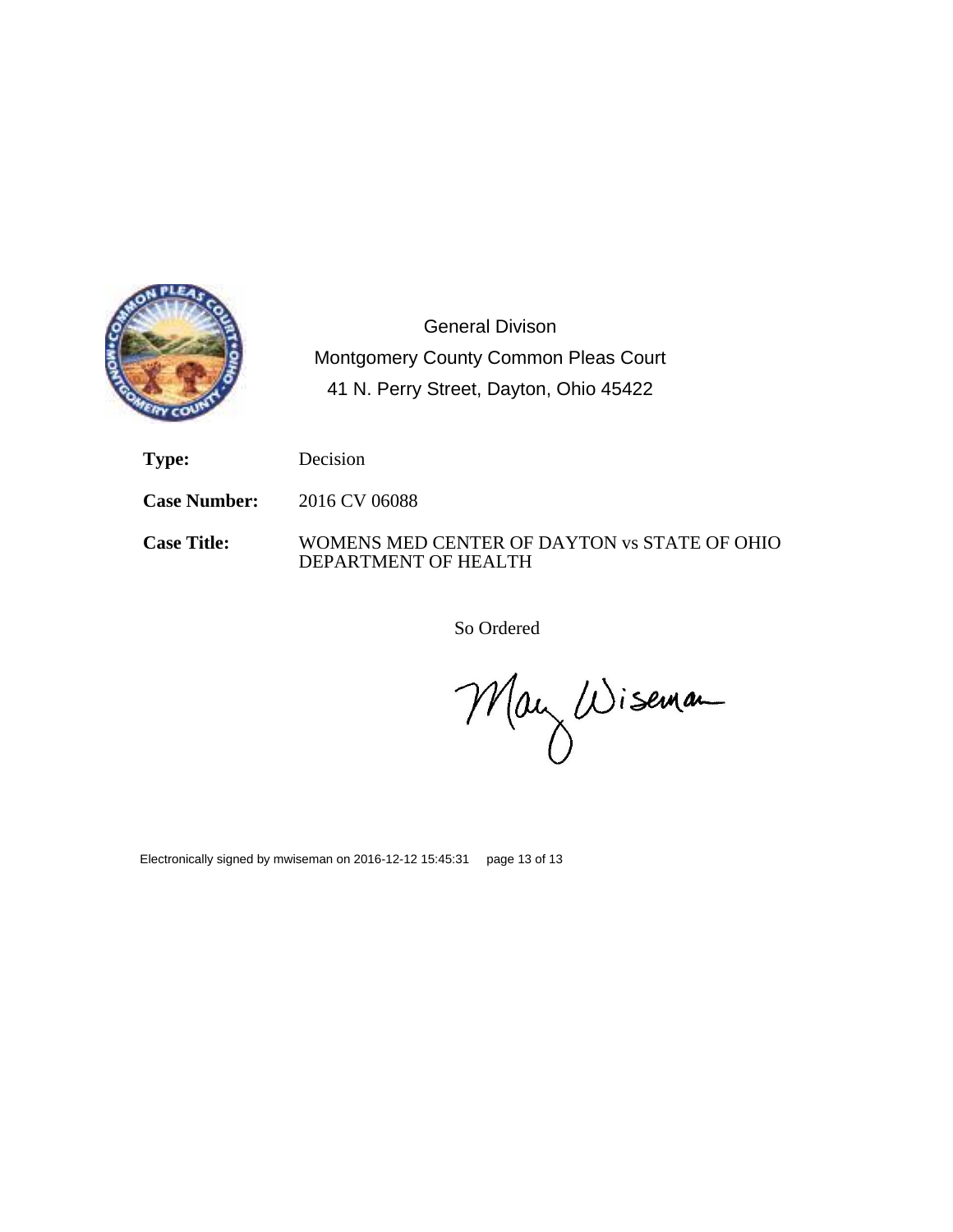General Divison

Montgomery County Common Pleas Court

41 N. Perry Street, Dayton, Ohio 45422

| | |
|---|---|
| **Type:** | Decision |
| **Case Number:** | 2016 CV 06088 |
| **Case Title:** | WOMENS MED CENTER OF DAYTON vs STATE OF OHIO DEPARTMENT OF HEALTH |

So Ordered

Mary Wiseman

Electronically signed by mwiseman on 2016-12-12 15:45:31